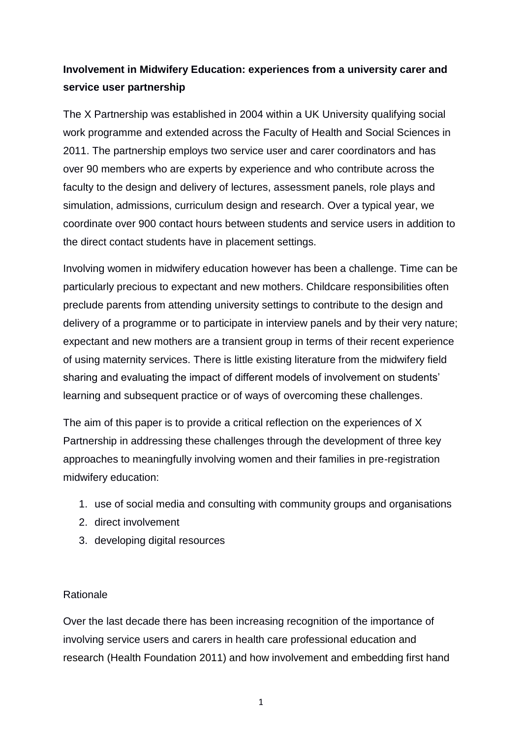**Involvement in Midwifery Education: experiences from a university carer and service user partnership**

The X Partnership was established in 2004 within a UK University qualifying social work programme and extended across the Faculty of Health and Social Sciences in 2011. The partnership employs two service user and carer coordinators and has over 90 members who are experts by experience and who contribute across the faculty to the design and delivery of lectures, assessment panels, role plays and simulation, admissions, curriculum design and research. Over a typical year, we coordinate over 900 contact hours between students and service users in addition to the direct contact students have in placement settings.

Involving women in midwifery education however has been a challenge. Time can be particularly precious to expectant and new mothers. Childcare responsibilities often preclude parents from attending university settings to contribute to the design and delivery of a programme or to participate in interview panels and by their very nature; expectant and new mothers are a transient group in terms of their recent experience of using maternity services. There is little existing literature from the midwifery field sharing and evaluating the impact of different models of involvement on students' learning and subsequent practice or of ways of overcoming these challenges.

The aim of this paper is to provide a critical reflection on the experiences of X Partnership in addressing these challenges through the development of three key approaches to meaningfully involving women and their families in pre-registration midwifery education:

1. use of social media and consulting with community groups and organisations
2. direct involvement
3. developing digital resources

Rationale

Over the last decade there has been increasing recognition of the importance of involving service users and carers in health care professional education and research (Health Foundation 2011) and how involvement and embedding first hand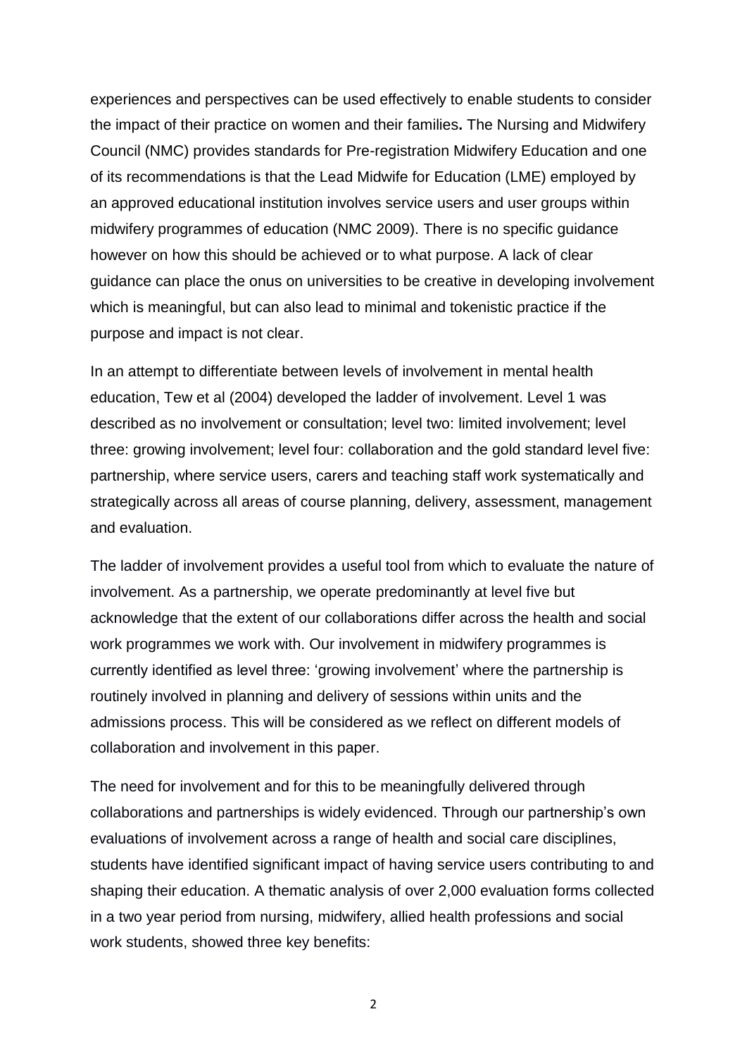experiences and perspectives can be used effectively to enable students to consider the impact of their practice on women and their families**.** The Nursing and Midwifery Council (NMC) provides standards for Pre-registration Midwifery Education and one of its recommendations is that the Lead Midwife for Education (LME) employed by an approved educational institution involves service users and user groups within midwifery programmes of education (NMC 2009). There is no specific guidance however on how this should be achieved or to what purpose. A lack of clear guidance can place the onus on universities to be creative in developing involvement which is meaningful, but can also lead to minimal and tokenistic practice if the purpose and impact is not clear.

In an attempt to differentiate between levels of involvement in mental health education, Tew et al (2004) developed the ladder of involvement. Level 1 was described as no involvement or consultation; level two: limited involvement; level three: growing involvement; level four: collaboration and the gold standard level five: partnership, where service users, carers and teaching staff work systematically and strategically across all areas of course planning, delivery, assessment, management and evaluation.

The ladder of involvement provides a useful tool from which to evaluate the nature of involvement. As a partnership, we operate predominantly at level five but acknowledge that the extent of our collaborations differ across the health and social work programmes we work with. Our involvement in midwifery programmes is currently identified as level three: 'growing involvement' where the partnership is routinely involved in planning and delivery of sessions within units and the admissions process. This will be considered as we reflect on different models of collaboration and involvement in this paper.

The need for involvement and for this to be meaningfully delivered through collaborations and partnerships is widely evidenced. Through our partnership's own evaluations of involvement across a range of health and social care disciplines, students have identified significant impact of having service users contributing to and shaping their education. A thematic analysis of over 2,000 evaluation forms collected in a two year period from nursing, midwifery, allied health professions and social work students, showed three key benefits: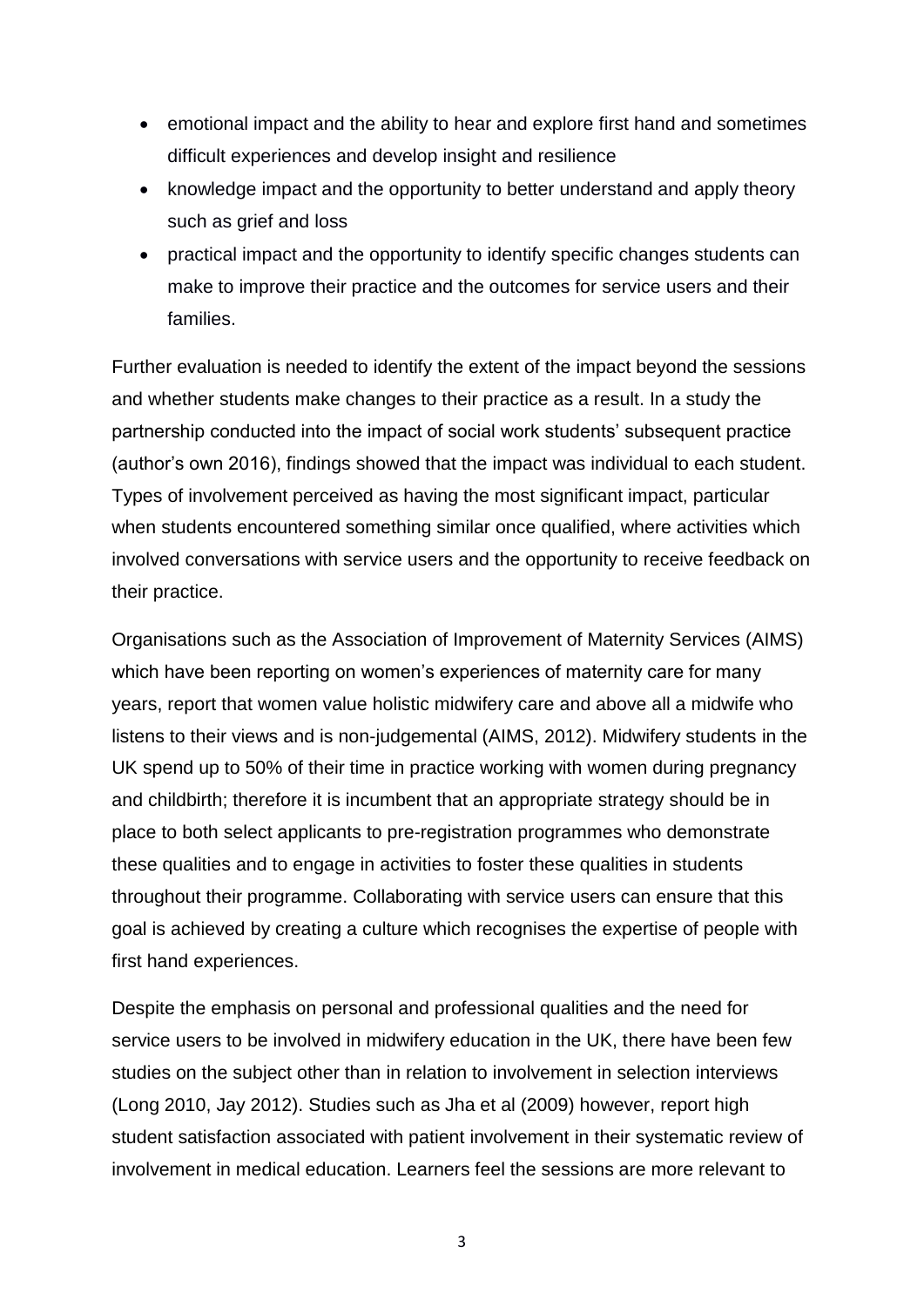- emotional impact and the ability to hear and explore first hand and sometimes difficult experiences and develop insight and resilience
- knowledge impact and the opportunity to better understand and apply theory such as grief and loss
- practical impact and the opportunity to identify specific changes students can make to improve their practice and the outcomes for service users and their families.

Further evaluation is needed to identify the extent of the impact beyond the sessions and whether students make changes to their practice as a result. In a study the partnership conducted into the impact of social work students' subsequent practice (author's own 2016), findings showed that the impact was individual to each student. Types of involvement perceived as having the most significant impact, particular when students encountered something similar once qualified, where activities which involved conversations with service users and the opportunity to receive feedback on their practice.

Organisations such as the Association of Improvement of Maternity Services (AIMS) which have been reporting on women's experiences of maternity care for many years, report that women value holistic midwifery care and above all a midwife who listens to their views and is non-judgemental (AIMS, 2012). Midwifery students in the UK spend up to 50% of their time in practice working with women during pregnancy and childbirth; therefore it is incumbent that an appropriate strategy should be in place to both select applicants to pre-registration programmes who demonstrate these qualities and to engage in activities to foster these qualities in students throughout their programme. Collaborating with service users can ensure that this goal is achieved by creating a culture which recognises the expertise of people with first hand experiences.

Despite the emphasis on personal and professional qualities and the need for service users to be involved in midwifery education in the UK, there have been few studies on the subject other than in relation to involvement in selection interviews (Long 2010, Jay 2012). Studies such as Jha et al (2009) however, report high student satisfaction associated with patient involvement in their systematic review of involvement in medical education. Learners feel the sessions are more relevant to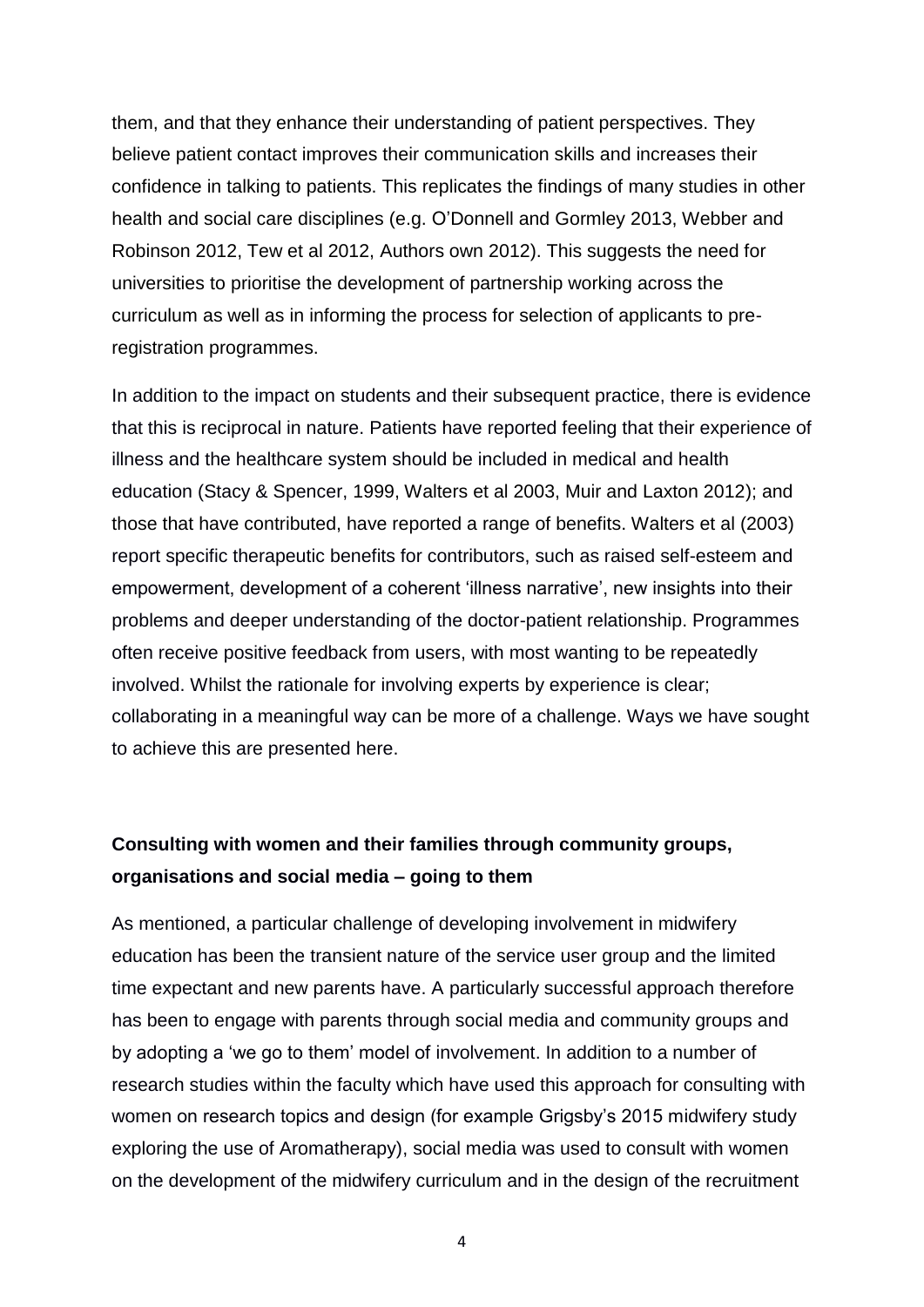them, and that they enhance their understanding of patient perspectives. They believe patient contact improves their communication skills and increases their confidence in talking to patients. This replicates the findings of many studies in other health and social care disciplines (e.g. O'Donnell and Gormley 2013, Webber and Robinson 2012, Tew et al 2012, Authors own 2012). This suggests the need for universities to prioritise the development of partnership working across the curriculum as well as in informing the process for selection of applicants to pre-registration programmes.

In addition to the impact on students and their subsequent practice, there is evidence that this is reciprocal in nature. Patients have reported feeling that their experience of illness and the healthcare system should be included in medical and health education (Stacy & Spencer, 1999, Walters et al 2003, Muir and Laxton 2012); and those that have contributed, have reported a range of benefits. Walters et al (2003) report specific therapeutic benefits for contributors, such as raised self-esteem and empowerment, development of a coherent 'illness narrative', new insights into their problems and deeper understanding of the doctor-patient relationship. Programmes often receive positive feedback from users, with most wanting to be repeatedly involved. Whilst the rationale for involving experts by experience is clear; collaborating in a meaningful way can be more of a challenge. Ways we have sought to achieve this are presented here.

**Consulting with women and their families through community groups, organisations and social media – going to them**

As mentioned, a particular challenge of developing involvement in midwifery education has been the transient nature of the service user group and the limited time expectant and new parents have. A particularly successful approach therefore has been to engage with parents through social media and community groups and by adopting a 'we go to them' model of involvement. In addition to a number of research studies within the faculty which have used this approach for consulting with women on research topics and design (for example Grigsby's 2015 midwifery study exploring the use of Aromatherapy), social media was used to consult with women on the development of the midwifery curriculum and in the design of the recruitment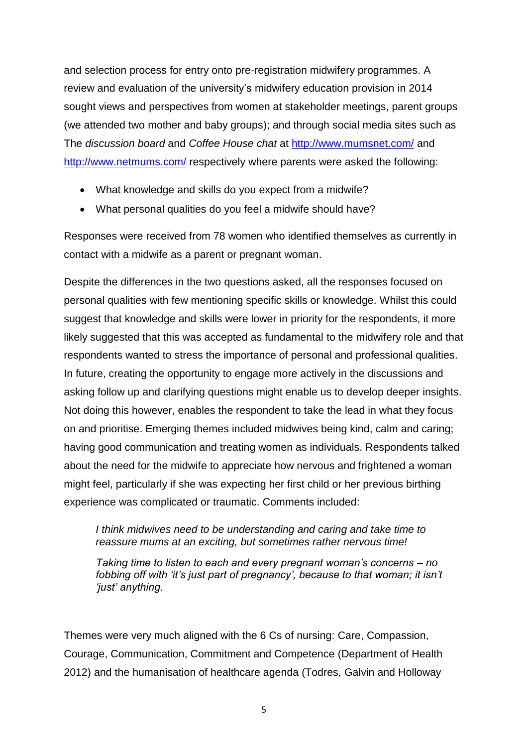and selection process for entry onto pre-registration midwifery programmes. A review and evaluation of the university's midwifery education provision in 2014 sought views and perspectives from women at stakeholder meetings, parent groups (we attended two mother and baby groups); and through social media sites such as The *discussion board* and *Coffee House chat* at http://www.mumsnet.com/ and http://www.netmums.com/ respectively where parents were asked the following:

- What knowledge and skills do you expect from a midwife?
- What personal qualities do you feel a midwife should have?

Responses were received from 78 women who identified themselves as currently in contact with a midwife as a parent or pregnant woman.

Despite the differences in the two questions asked, all the responses focused on personal qualities with few mentioning specific skills or knowledge. Whilst this could suggest that knowledge and skills were lower in priority for the respondents, it more likely suggested that this was accepted as fundamental to the midwifery role and that respondents wanted to stress the importance of personal and professional qualities. In future, creating the opportunity to engage more actively in the discussions and asking follow up and clarifying questions might enable us to develop deeper insights. Not doing this however, enables the respondent to take the lead in what they focus on and prioritise. Emerging themes included midwives being kind, calm and caring; having good communication and treating women as individuals. Respondents talked about the need for the midwife to appreciate how nervous and frightened a woman might feel, particularly if she was expecting her first child or her previous birthing experience was complicated or traumatic. Comments included:

> *I think midwives need to be understanding and caring and take time to reassure mums at an exciting, but sometimes rather nervous time!*
>
> *Taking time to listen to each and every pregnant woman's concerns – no fobbing off with 'it's just part of pregnancy', because to that woman; it isn't 'just' anything.*

Themes were very much aligned with the 6 Cs of nursing: Care, Compassion, Courage, Communication, Commitment and Competence (Department of Health 2012) and the humanisation of healthcare agenda (Todres, Galvin and Holloway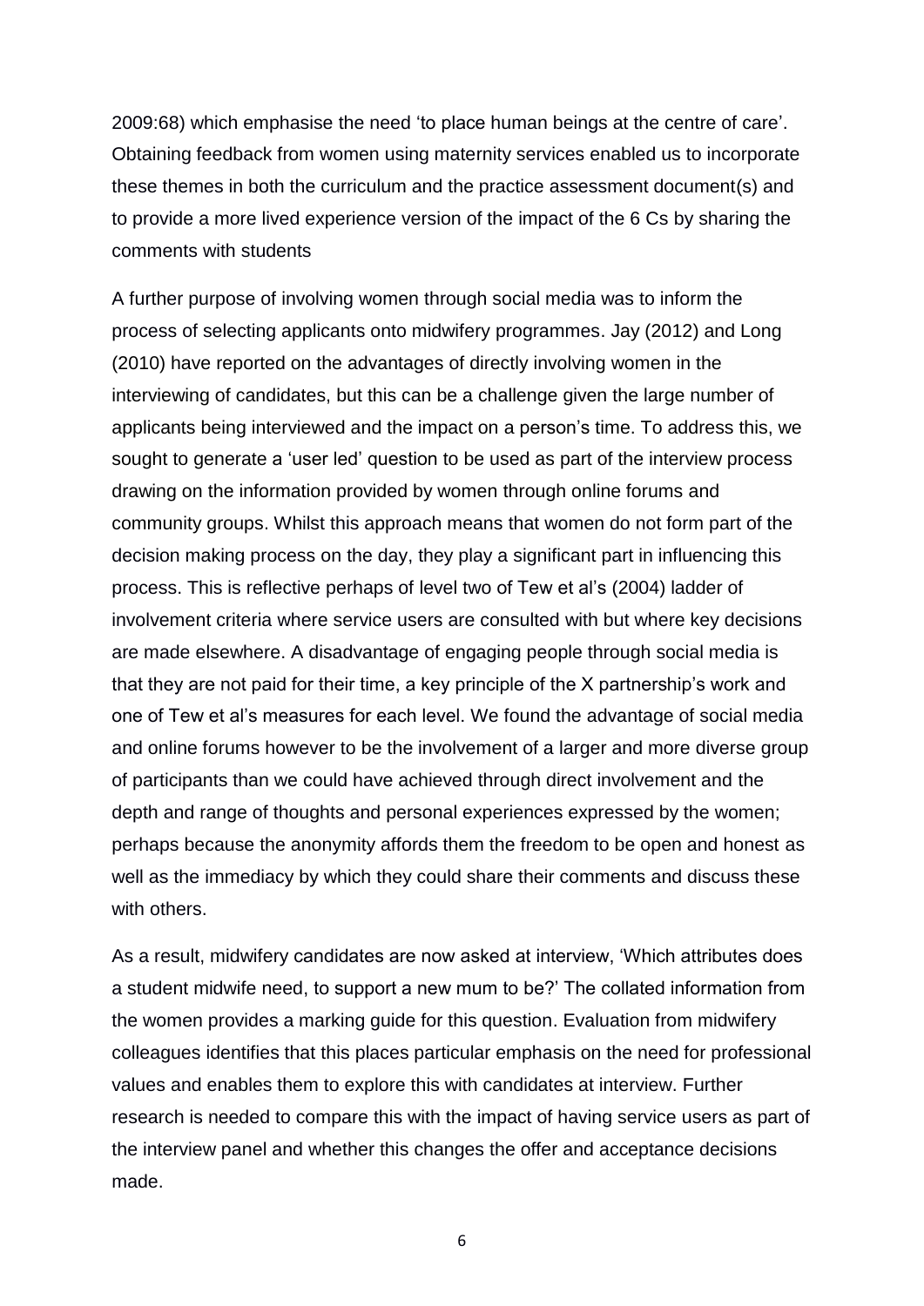2009:68) which emphasise the need 'to place human beings at the centre of care'. Obtaining feedback from women using maternity services enabled us to incorporate these themes in both the curriculum and the practice assessment document(s) and to provide a more lived experience version of the impact of the 6 Cs by sharing the comments with students

A further purpose of involving women through social media was to inform the process of selecting applicants onto midwifery programmes. Jay (2012) and Long (2010) have reported on the advantages of directly involving women in the interviewing of candidates, but this can be a challenge given the large number of applicants being interviewed and the impact on a person's time. To address this, we sought to generate a 'user led' question to be used as part of the interview process drawing on the information provided by women through online forums and community groups. Whilst this approach means that women do not form part of the decision making process on the day, they play a significant part in influencing this process. This is reflective perhaps of level two of Tew et al's (2004) ladder of involvement criteria where service users are consulted with but where key decisions are made elsewhere. A disadvantage of engaging people through social media is that they are not paid for their time, a key principle of the X partnership's work and one of Tew et al's measures for each level. We found the advantage of social media and online forums however to be the involvement of a larger and more diverse group of participants than we could have achieved through direct involvement and the depth and range of thoughts and personal experiences expressed by the women; perhaps because the anonymity affords them the freedom to be open and honest as well as the immediacy by which they could share their comments and discuss these with others.

As a result, midwifery candidates are now asked at interview, 'Which attributes does a student midwife need, to support a new mum to be?' The collated information from the women provides a marking guide for this question. Evaluation from midwifery colleagues identifies that this places particular emphasis on the need for professional values and enables them to explore this with candidates at interview. Further research is needed to compare this with the impact of having service users as part of the interview panel and whether this changes the offer and acceptance decisions made.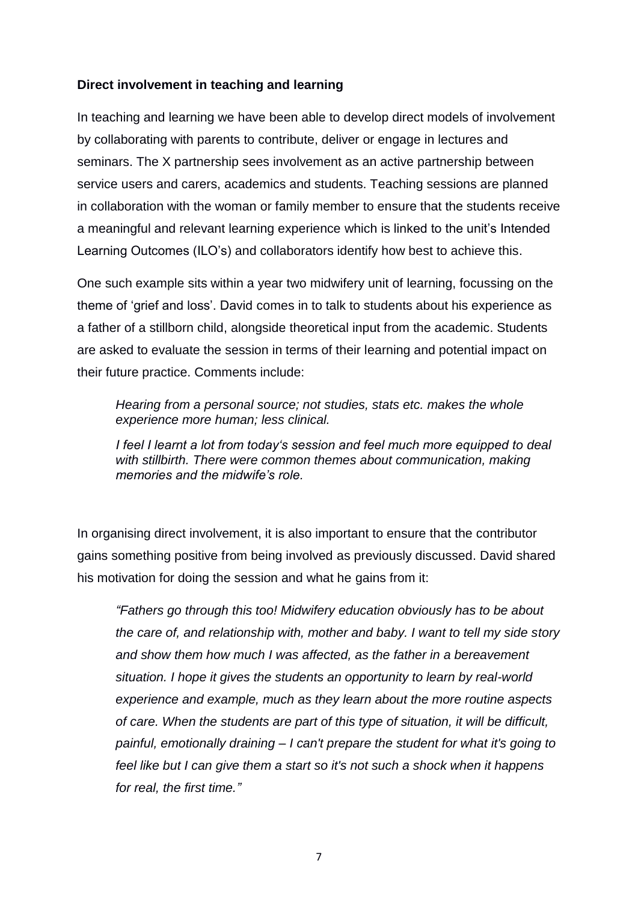**Direct involvement in teaching and learning**

In teaching and learning we have been able to develop direct models of involvement by collaborating with parents to contribute, deliver or engage in lectures and seminars. The X partnership sees involvement as an active partnership between service users and carers, academics and students. Teaching sessions are planned in collaboration with the woman or family member to ensure that the students receive a meaningful and relevant learning experience which is linked to the unit's Intended Learning Outcomes (ILO's) and collaborators identify how best to achieve this.

One such example sits within a year two midwifery unit of learning, focussing on the theme of 'grief and loss'. David comes in to talk to students about his experience as a father of a stillborn child, alongside theoretical input from the academic. Students are asked to evaluate the session in terms of their learning and potential impact on their future practice. Comments include:

> *Hearing from a personal source; not studies, stats etc. makes the whole experience more human; less clinical.*
>
> *I feel I learnt a lot from today's session and feel much more equipped to deal with stillbirth. There were common themes about communication, making memories and the midwife's role.*

In organising direct involvement, it is also important to ensure that the contributor gains something positive from being involved as previously discussed. David shared his motivation for doing the session and what he gains from it:

> *"Fathers go through this too! Midwifery education obviously has to be about the care of, and relationship with, mother and baby. I want to tell my side story and show them how much I was affected, as the father in a bereavement situation. I hope it gives the students an opportunity to learn by real-world experience and example, much as they learn about the more routine aspects of care. When the students are part of this type of situation, it will be difficult, painful, emotionally draining – I can't prepare the student for what it's going to feel like but I can give them a start so it's not such a shock when it happens for real, the first time."*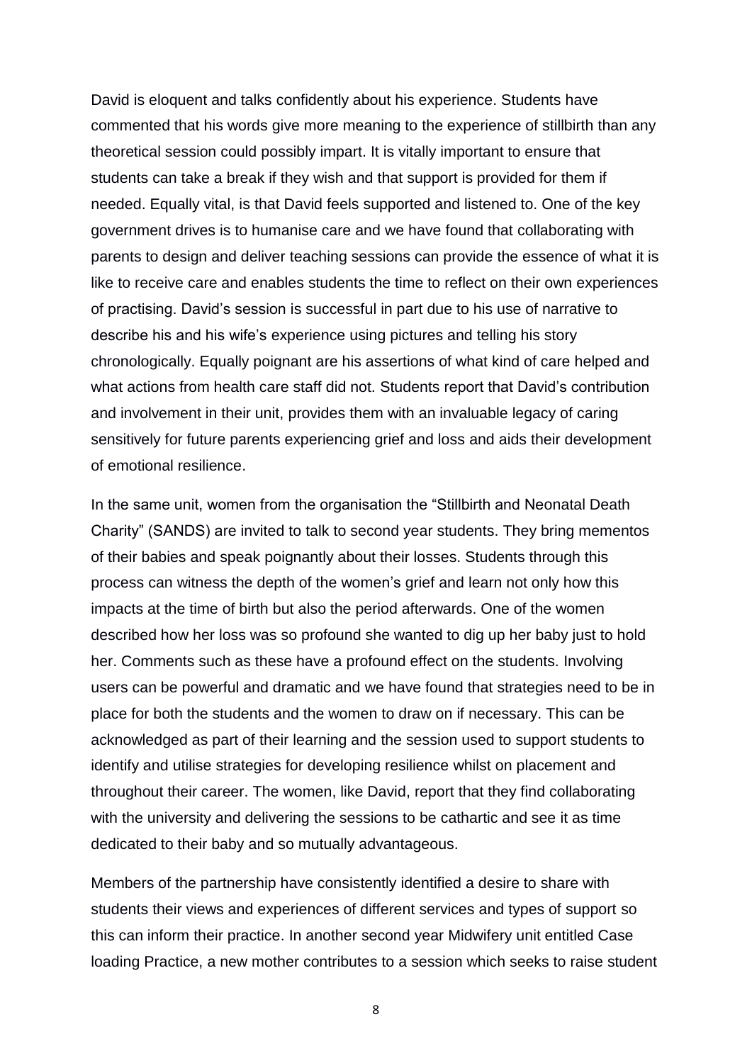David is eloquent and talks confidently about his experience. Students have commented that his words give more meaning to the experience of stillbirth than any theoretical session could possibly impart. It is vitally important to ensure that students can take a break if they wish and that support is provided for them if needed. Equally vital, is that David feels supported and listened to. One of the key government drives is to humanise care and we have found that collaborating with parents to design and deliver teaching sessions can provide the essence of what it is like to receive care and enables students the time to reflect on their own experiences of practising. David's session is successful in part due to his use of narrative to describe his and his wife's experience using pictures and telling his story chronologically. Equally poignant are his assertions of what kind of care helped and what actions from health care staff did not. Students report that David's contribution and involvement in their unit, provides them with an invaluable legacy of caring sensitively for future parents experiencing grief and loss and aids their development of emotional resilience.

In the same unit, women from the organisation the "Stillbirth and Neonatal Death Charity" (SANDS) are invited to talk to second year students. They bring mementos of their babies and speak poignantly about their losses. Students through this process can witness the depth of the women's grief and learn not only how this impacts at the time of birth but also the period afterwards. One of the women described how her loss was so profound she wanted to dig up her baby just to hold her. Comments such as these have a profound effect on the students. Involving users can be powerful and dramatic and we have found that strategies need to be in place for both the students and the women to draw on if necessary. This can be acknowledged as part of their learning and the session used to support students to identify and utilise strategies for developing resilience whilst on placement and throughout their career. The women, like David, report that they find collaborating with the university and delivering the sessions to be cathartic and see it as time dedicated to their baby and so mutually advantageous.

Members of the partnership have consistently identified a desire to share with students their views and experiences of different services and types of support so this can inform their practice. In another second year Midwifery unit entitled Case loading Practice, a new mother contributes to a session which seeks to raise student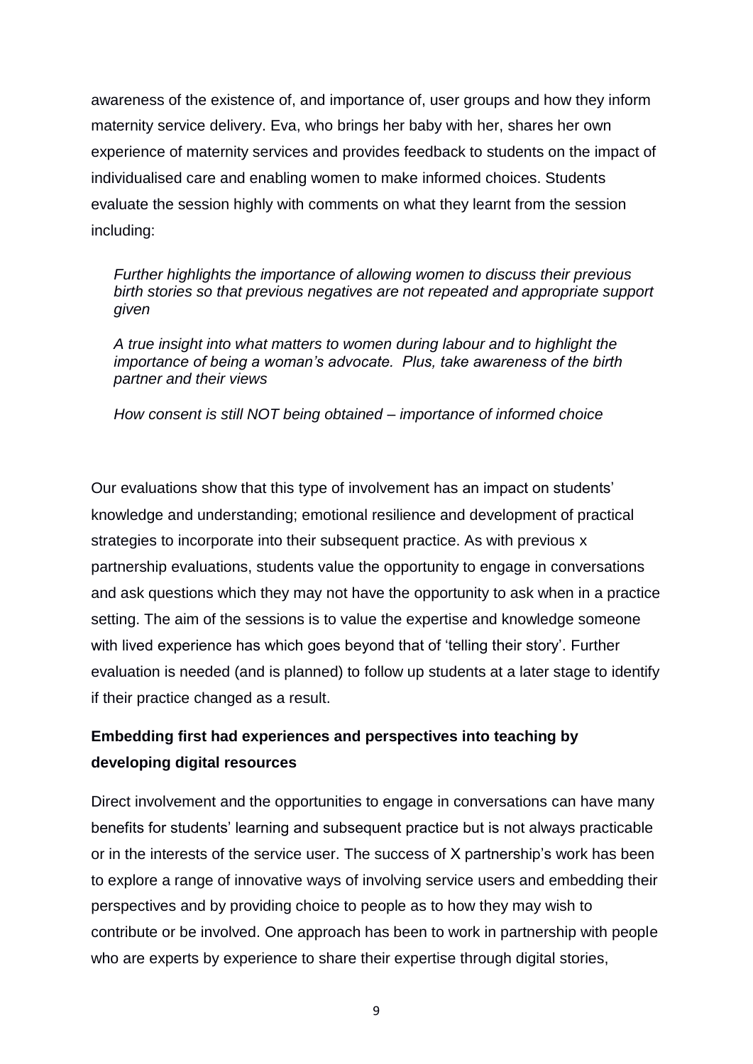awareness of the existence of, and importance of, user groups and how they inform maternity service delivery. Eva, who brings her baby with her, shares her own experience of maternity services and provides feedback to students on the impact of individualised care and enabling women to make informed choices. Students evaluate the session highly with comments on what they learnt from the session including:

> *Further highlights the importance of allowing women to discuss their previous birth stories so that previous negatives are not repeated and appropriate support given*
>
> *A true insight into what matters to women during labour and to highlight the importance of being a woman's advocate. Plus, take awareness of the birth partner and their views*
>
> *How consent is still NOT being obtained – importance of informed choice*

Our evaluations show that this type of involvement has an impact on students' knowledge and understanding; emotional resilience and development of practical strategies to incorporate into their subsequent practice. As with previous x partnership evaluations, students value the opportunity to engage in conversations and ask questions which they may not have the opportunity to ask when in a practice setting. The aim of the sessions is to value the expertise and knowledge someone with lived experience has which goes beyond that of 'telling their story'. Further evaluation is needed (and is planned) to follow up students at a later stage to identify if their practice changed as a result.

**Embedding first had experiences and perspectives into teaching by developing digital resources**

Direct involvement and the opportunities to engage in conversations can have many benefits for students' learning and subsequent practice but is not always practicable or in the interests of the service user. The success of X partnership's work has been to explore a range of innovative ways of involving service users and embedding their perspectives and by providing choice to people as to how they may wish to contribute or be involved. One approach has been to work in partnership with people who are experts by experience to share their expertise through digital stories,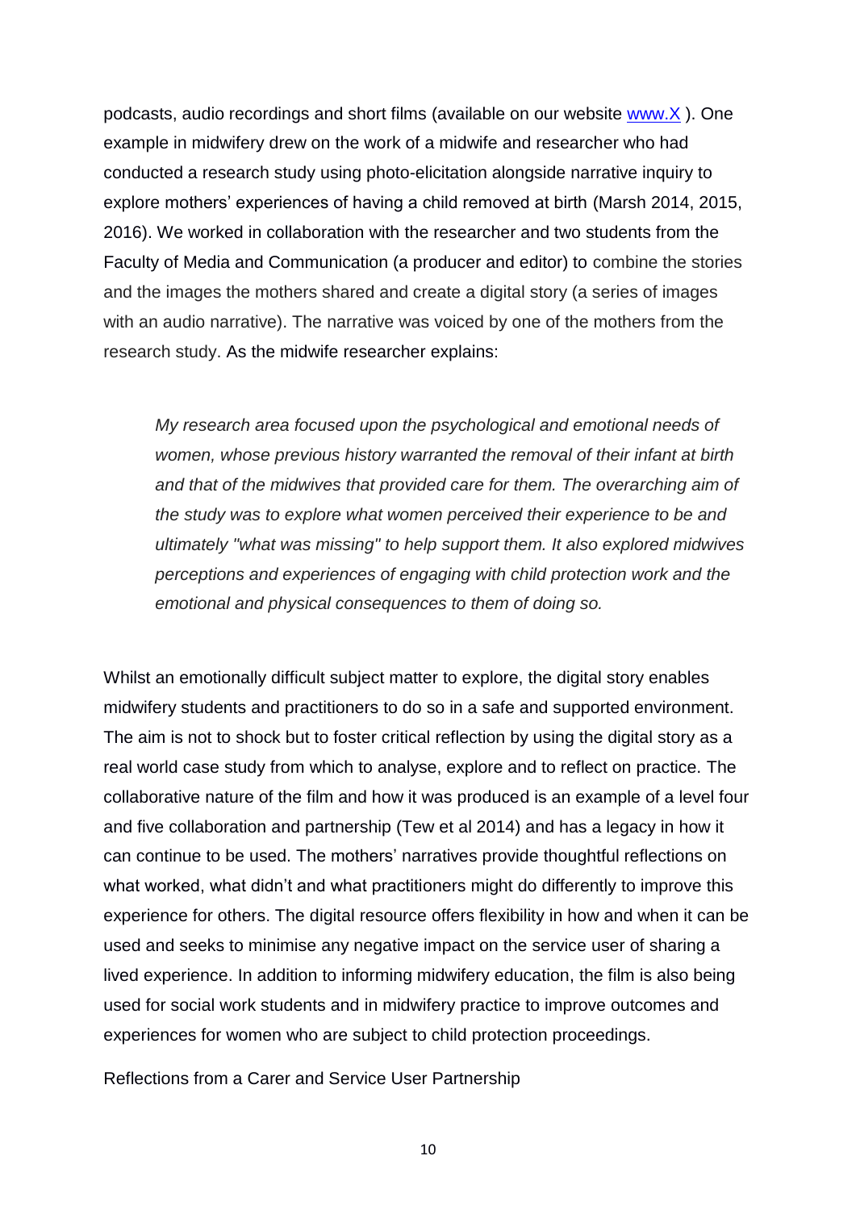podcasts, audio recordings and short films (available on our website [www.X](www.X) ). One example in midwifery drew on the work of a midwife and researcher who had conducted a research study using photo-elicitation alongside narrative inquiry to explore mothers' experiences of having a child removed at birth (Marsh 2014, 2015, 2016). We worked in collaboration with the researcher and two students from the Faculty of Media and Communication (a producer and editor) to combine the stories and the images the mothers shared and create a digital story (a series of images with an audio narrative). The narrative was voiced by one of the mothers from the research study. As the midwife researcher explains:

> *My research area focused upon the psychological and emotional needs of women, whose previous history warranted the removal of their infant at birth and that of the midwives that provided care for them. The overarching aim of the study was to explore what women perceived their experience to be and ultimately "what was missing" to help support them. It also explored midwives perceptions and experiences of engaging with child protection work and the emotional and physical consequences to them of doing so.*

Whilst an emotionally difficult subject matter to explore, the digital story enables midwifery students and practitioners to do so in a safe and supported environment. The aim is not to shock but to foster critical reflection by using the digital story as a real world case study from which to analyse, explore and to reflect on practice. The collaborative nature of the film and how it was produced is an example of a level four and five collaboration and partnership (Tew et al 2014) and has a legacy in how it can continue to be used. The mothers' narratives provide thoughtful reflections on what worked, what didn't and what practitioners might do differently to improve this experience for others. The digital resource offers flexibility in how and when it can be used and seeks to minimise any negative impact on the service user of sharing a lived experience. In addition to informing midwifery education, the film is also being used for social work students and in midwifery practice to improve outcomes and experiences for women who are subject to child protection proceedings.

## Reflections from a Carer and Service User Partnership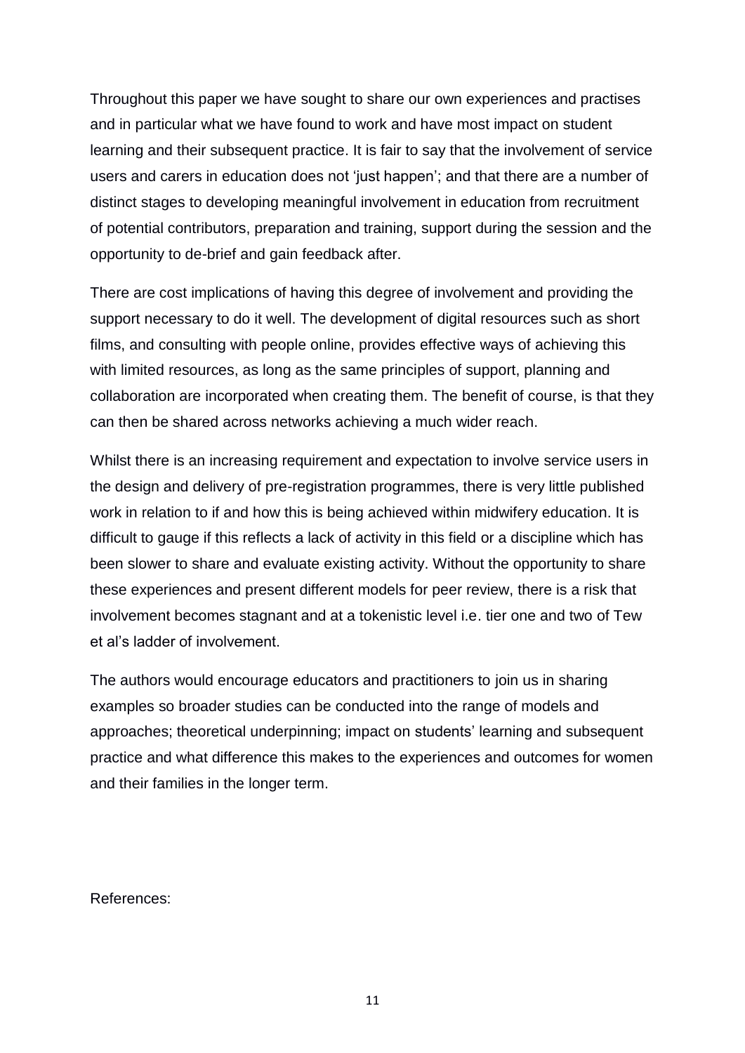Throughout this paper we have sought to share our own experiences and practises and in particular what we have found to work and have most impact on student learning and their subsequent practice. It is fair to say that the involvement of service users and carers in education does not 'just happen'; and that there are a number of distinct stages to developing meaningful involvement in education from recruitment of potential contributors, preparation and training, support during the session and the opportunity to de-brief and gain feedback after.

There are cost implications of having this degree of involvement and providing the support necessary to do it well. The development of digital resources such as short films, and consulting with people online, provides effective ways of achieving this with limited resources, as long as the same principles of support, planning and collaboration are incorporated when creating them. The benefit of course, is that they can then be shared across networks achieving a much wider reach.

Whilst there is an increasing requirement and expectation to involve service users in the design and delivery of pre-registration programmes, there is very little published work in relation to if and how this is being achieved within midwifery education. It is difficult to gauge if this reflects a lack of activity in this field or a discipline which has been slower to share and evaluate existing activity. Without the opportunity to share these experiences and present different models for peer review, there is a risk that involvement becomes stagnant and at a tokenistic level i.e. tier one and two of Tew et al's ladder of involvement.

The authors would encourage educators and practitioners to join us in sharing examples so broader studies can be conducted into the range of models and approaches; theoretical underpinning; impact on students' learning and subsequent practice and what difference this makes to the experiences and outcomes for women and their families in the longer term.

References: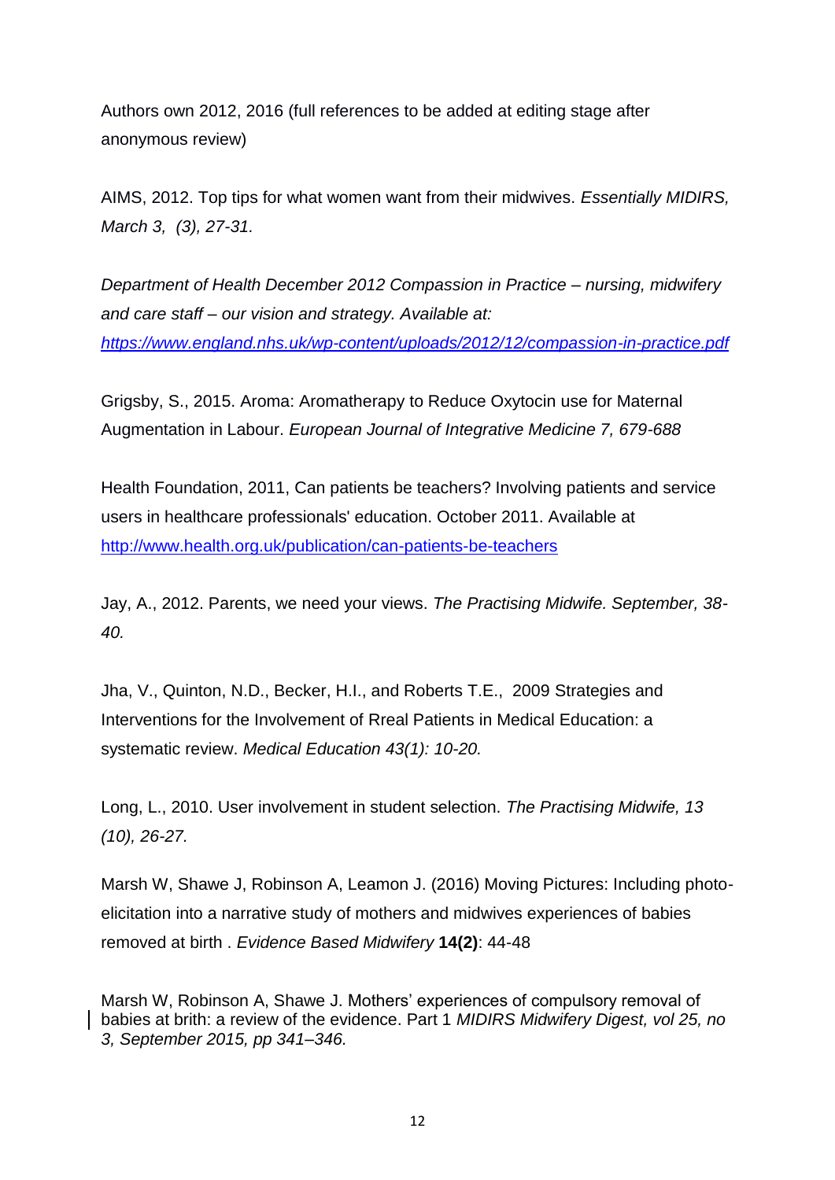Authors own 2012, 2016 (full references to be added at editing stage after anonymous review)

AIMS, 2012. Top tips for what women want from their midwives. *Essentially MIDIRS, March 3, (3), 27-31.*

*Department of Health December 2012 Compassion in Practice – nursing, midwifery and care staff – our vision and strategy. Available at: [https://www.england.nhs.uk/wp-content/uploads/2012/12/compassion-in-practice.pdf](https://www.england.nhs.uk/wp-content/uploads/2012/12/compassion-in-practice.pdf)*

Grigsby, S., 2015. Aroma: Aromatherapy to Reduce Oxytocin use for Maternal Augmentation in Labour. *European Journal of Integrative Medicine 7, 679-688*

Health Foundation, 2011, Can patients be teachers? Involving patients and service users in healthcare professionals' education. October 2011. Available at [http://www.health.org.uk/publication/can-patients-be-teachers](http://www.health.org.uk/publication/can-patients-be-teachers)

Jay, A., 2012. Parents, we need your views. *The Practising Midwife. September, 38-40.*

Jha, V., Quinton, N.D., Becker, H.I., and Roberts T.E., 2009 Strategies and Interventions for the Involvement of Rreal Patients in Medical Education: a systematic review. *Medical Education 43(1): 10-20.*

Long, L., 2010. User involvement in student selection. *The Practising Midwife, 13 (10), 26-27.*

Marsh W, Shawe J, Robinson A, Leamon J. (2016) Moving Pictures: Including photo-elicitation into a narrative study of mothers and midwives experiences of babies removed at birth . *Evidence Based Midwifery* **14(2)**: 44-48

Marsh W, Robinson A, Shawe J. Mothers' experiences of compulsory removal of babies at brith: a review of the evidence. Part 1 *MIDIRS Midwifery Digest, vol 25, no 3, September 2015, pp 341–346.*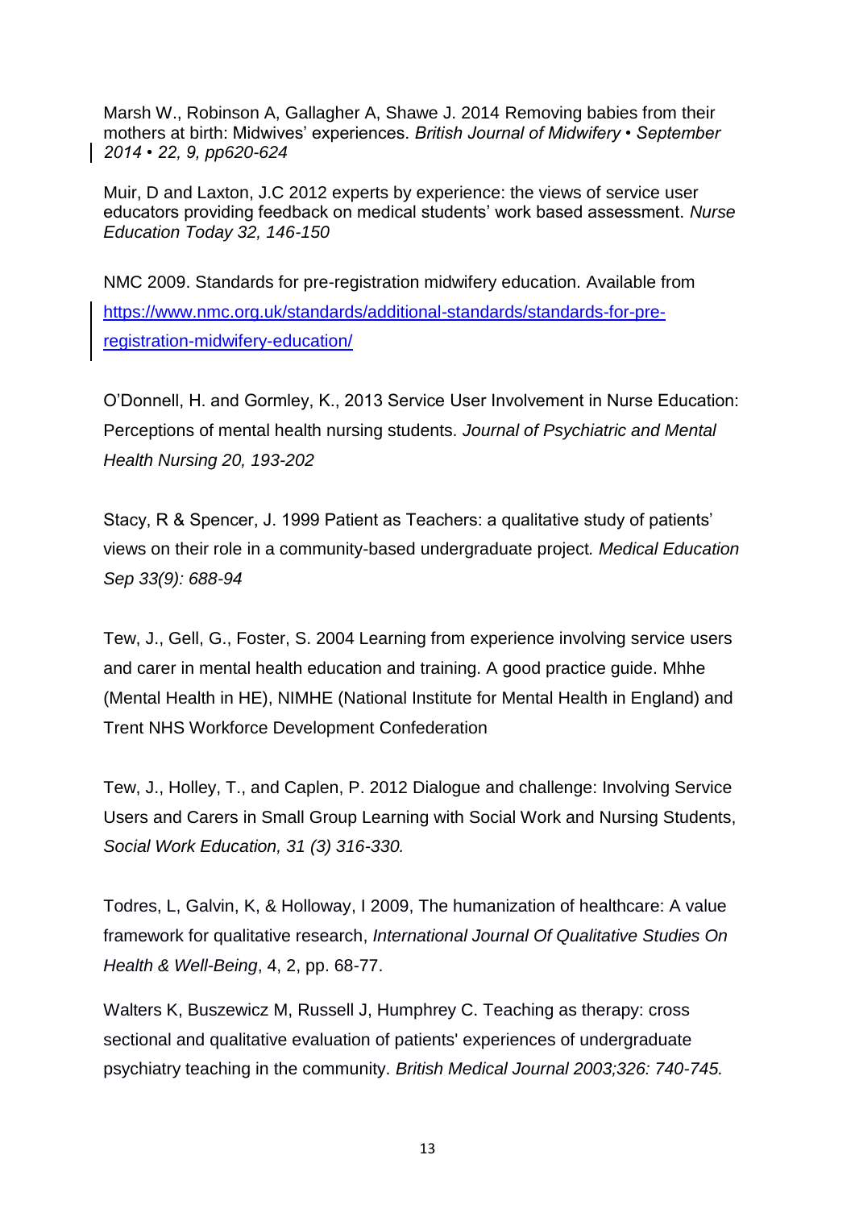Marsh W., Robinson A, Gallagher A, Shawe J. 2014 Removing babies from their mothers at birth: Midwives' experiences. *British Journal of Midwifery • September 2014 • 22, 9, pp620-624*

Muir, D and Laxton, J.C 2012 experts by experience: the views of service user educators providing feedback on medical students' work based assessment. *Nurse Education Today 32, 146-150*

NMC 2009. Standards for pre-registration midwifery education. Available from [https://www.nmc.org.uk/standards/additional-standards/standards-for-pre-registration-midwifery-education/](https://www.nmc.org.uk/standards/additional-standards/standards-for-pre-registration-midwifery-education/)

O'Donnell, H. and Gormley, K., 2013 Service User Involvement in Nurse Education: Perceptions of mental health nursing students. *Journal of Psychiatric and Mental Health Nursing 20, 193-202*

Stacy, R & Spencer, J. 1999 Patient as Teachers: a qualitative study of patients' views on their role in a community-based undergraduate project. *Medical Education Sep 33(9): 688-94*

Tew, J., Gell, G., Foster, S. 2004 Learning from experience involving service users and carer in mental health education and training. A good practice guide. Mhhe (Mental Health in HE), NIMHE (National Institute for Mental Health in England) and Trent NHS Workforce Development Confederation

Tew, J., Holley, T., and Caplen, P. 2012 Dialogue and challenge: Involving Service Users and Carers in Small Group Learning with Social Work and Nursing Students, *Social Work Education, 31 (3) 316-330.*

Todres, L, Galvin, K, & Holloway, I 2009, The humanization of healthcare: A value framework for qualitative research, *International Journal Of Qualitative Studies On Health & Well-Being*, 4, 2, pp. 68-77.

Walters K, Buszewicz M, Russell J, Humphrey C. Teaching as therapy: cross sectional and qualitative evaluation of patients' experiences of undergraduate psychiatry teaching in the community. *British Medical Journal 2003;326: 740-745.*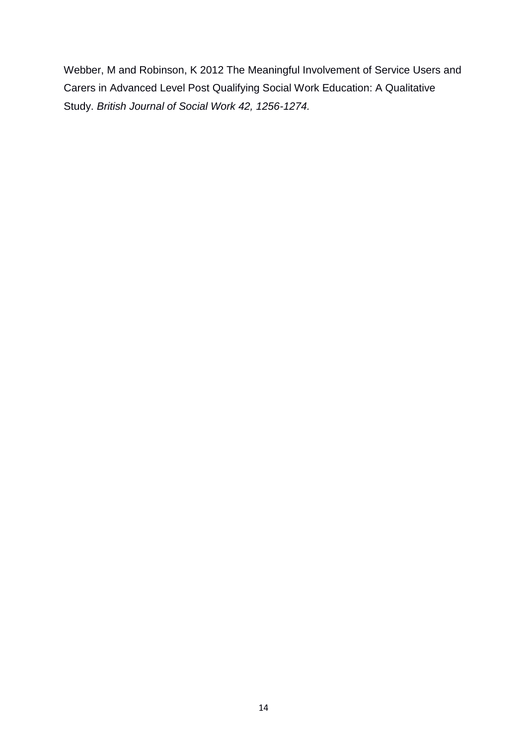Webber, M and Robinson, K 2012 The Meaningful Involvement of Service Users and Carers in Advanced Level Post Qualifying Social Work Education: A Qualitative Study. *British Journal of Social Work 42, 1256-1274.*